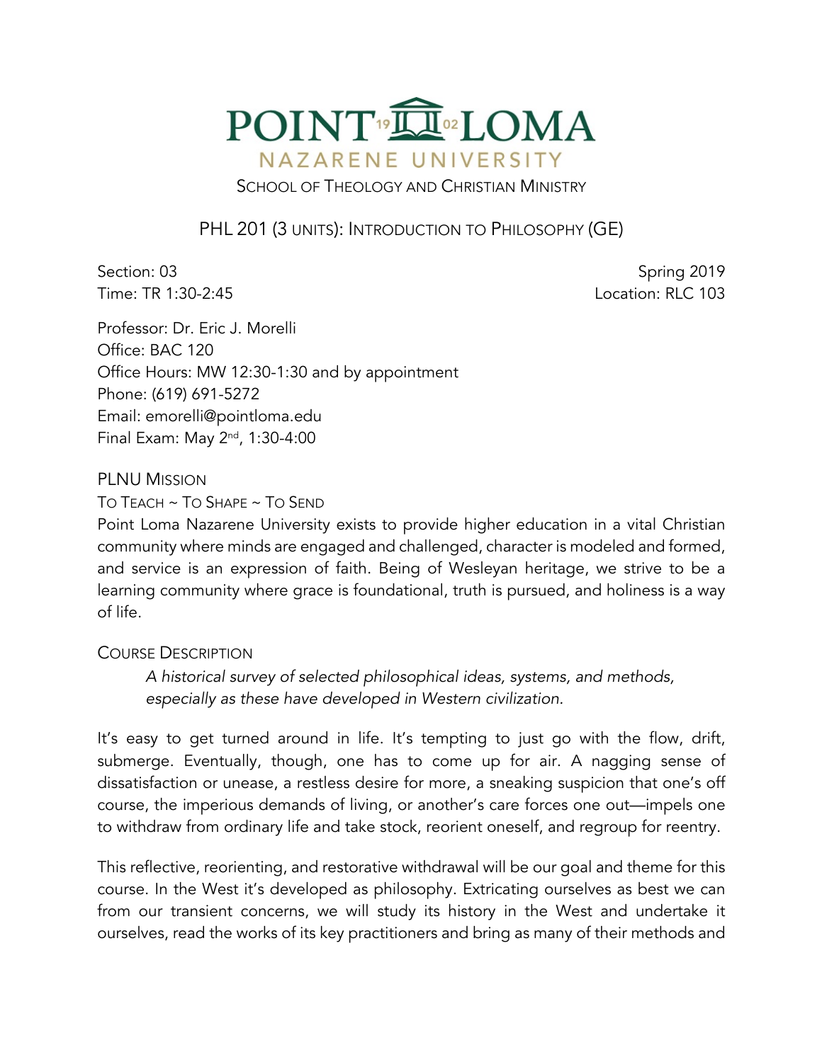# POINT LOMA NAZARENE UNIVERSITY

SCHOOL OF THEOLOGY AND CHRISTIAN MINISTRY

## PHL 201 (3 UNITS): INTRODUCTION TO PHILOSOPHY (GE)

Section: 03
Time: TR 1:30-2:45

Spring 2019
Location: RLC 103

Professor: Dr. Eric J. Morelli
Office: BAC 120
Office Hours: MW 12:30-1:30 and by appointment
Phone: (619) 691-5272
Email: emorelli@pointloma.edu
Final Exam: May 2nd, 1:30-4:00

### PLNU MISSION

TO TEACH ~ TO SHAPE ~ TO SEND

Point Loma Nazarene University exists to provide higher education in a vital Christian community where minds are engaged and challenged, character is modeled and formed, and service is an expression of faith. Being of Wesleyan heritage, we strive to be a learning community where grace is foundational, truth is pursued, and holiness is a way of life.

### COURSE DESCRIPTION

> *A historical survey of selected philosophical ideas, systems, and methods, especially as these have developed in Western civilization.*

It's easy to get turned around in life. It's tempting to just go with the flow, drift, submerge. Eventually, though, one has to come up for air. A nagging sense of dissatisfaction or unease, a restless desire for more, a sneaking suspicion that one's off course, the imperious demands of living, or another's care forces one out—impels one to withdraw from ordinary life and take stock, reorient oneself, and regroup for reentry.

This reflective, reorienting, and restorative withdrawal will be our goal and theme for this course. In the West it's developed as philosophy. Extricating ourselves as best we can from our transient concerns, we will study its history in the West and undertake it ourselves, read the works of its key practitioners and bring as many of their methods and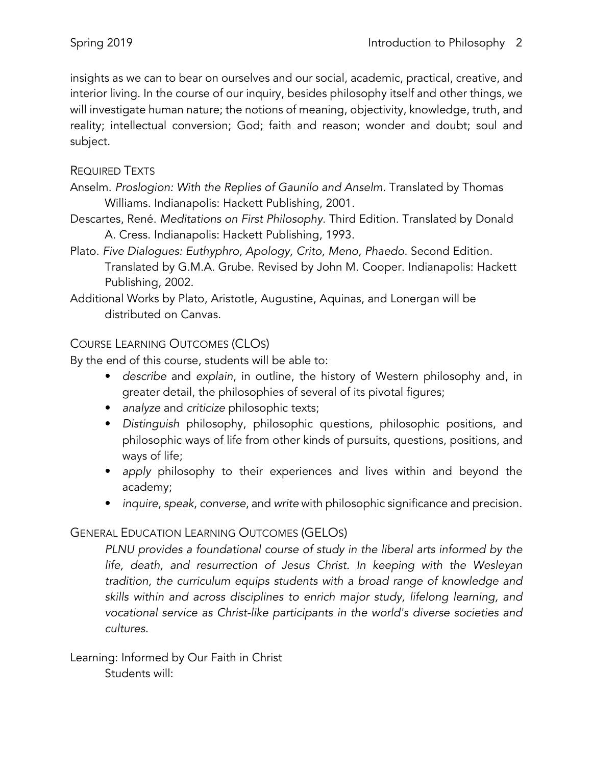insights as we can to bear on ourselves and our social, academic, practical, creative, and interior living. In the course of our inquiry, besides philosophy itself and other things, we will investigate human nature; the notions of meaning, objectivity, knowledge, truth, and reality; intellectual conversion; God; faith and reason; wonder and doubt; soul and subject.

## Required Texts

Anselm. *Proslogion: With the Replies of Gaunilo and Anselm*. Translated by Thomas Williams. Indianapolis: Hackett Publishing, 2001.

Descartes, René. *Meditations on First Philosophy*. Third Edition. Translated by Donald A. Cress. Indianapolis: Hackett Publishing, 1993.

Plato. *Five Dialogues: Euthyphro, Apology, Crito, Meno, Phaedo*. Second Edition. Translated by G.M.A. Grube. Revised by John M. Cooper. Indianapolis: Hackett Publishing, 2002.

Additional Works by Plato, Aristotle, Augustine, Aquinas, and Lonergan will be distributed on Canvas.

## Course Learning Outcomes (CLOs)

By the end of this course, students will be able to:

- *describe* and *explain*, in outline, the history of Western philosophy and, in greater detail, the philosophies of several of its pivotal figures;
- *analyze* and *criticize* philosophic texts;
- *Distinguish* philosophy, philosophic questions, philosophic positions, and philosophic ways of life from other kinds of pursuits, questions, positions, and ways of life;
- *apply* philosophy to their experiences and lives within and beyond the academy;
- *inquire*, *speak*, *converse*, and *write* with philosophic significance and precision.

## General Education Learning Outcomes (GELOs)

*PLNU provides a foundational course of study in the liberal arts informed by the life, death, and resurrection of Jesus Christ. In keeping with the Wesleyan tradition, the curriculum equips students with a broad range of knowledge and skills within and across disciplines to enrich major study, lifelong learning, and vocational service as Christ-like participants in the world's diverse societies and cultures.*

Learning: Informed by Our Faith in Christ

Students will: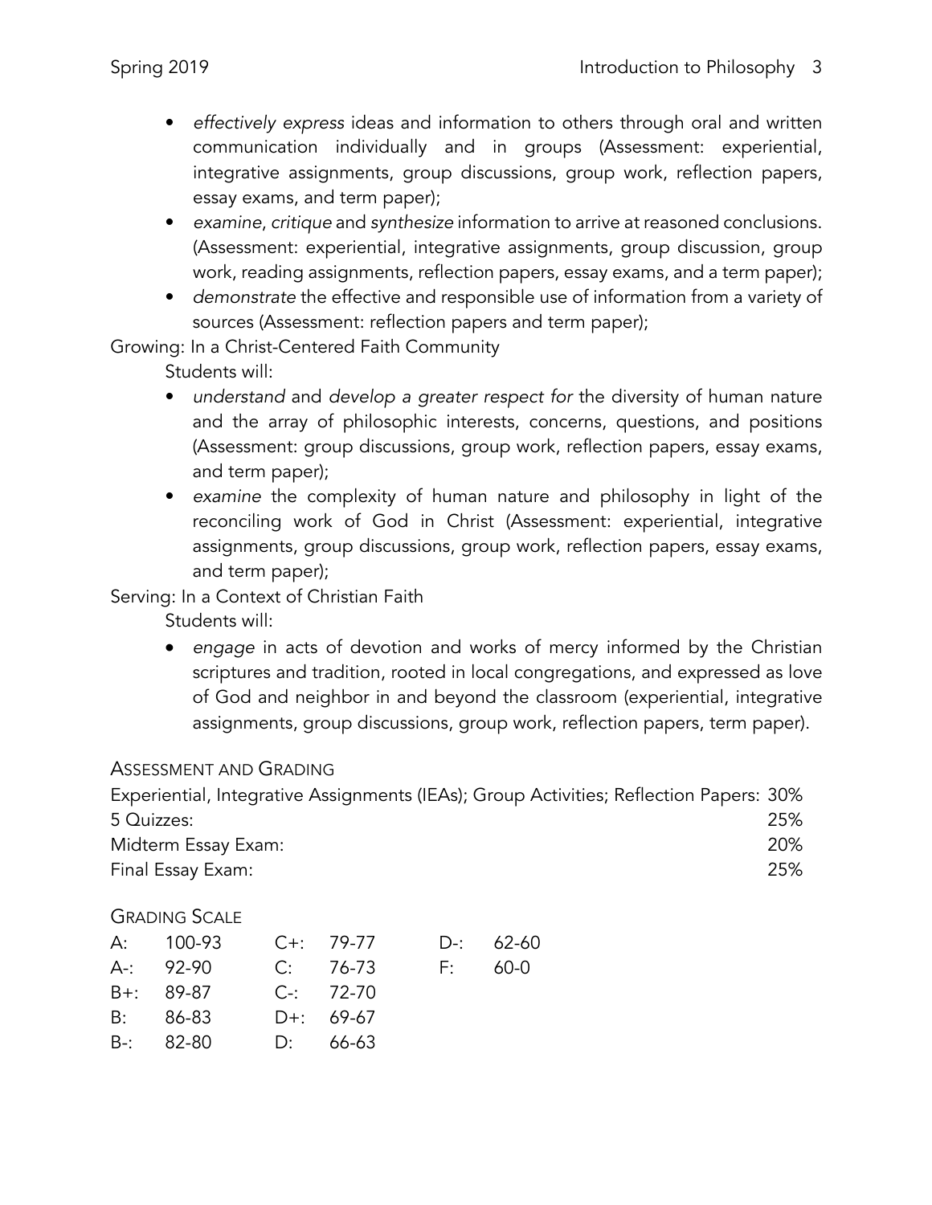- *effectively express* ideas and information to others through oral and written communication individually and in groups (Assessment: experiential, integrative assignments, group discussions, group work, reflection papers, essay exams, and term paper);
- *examine*, *critique* and *synthesize* information to arrive at reasoned conclusions. (Assessment: experiential, integrative assignments, group discussion, group work, reading assignments, reflection papers, essay exams, and a term paper);
- *demonstrate* the effective and responsible use of information from a variety of sources (Assessment: reflection papers and term paper);

Growing: In a Christ-Centered Faith Community

Students will:

- *understand* and *develop a greater respect for* the diversity of human nature and the array of philosophic interests, concerns, questions, and positions (Assessment: group discussions, group work, reflection papers, essay exams, and term paper);
- *examine* the complexity of human nature and philosophy in light of the reconciling work of God in Christ (Assessment: experiential, integrative assignments, group discussions, group work, reflection papers, essay exams, and term paper);

Serving: In a Context of Christian Faith

Students will:

- *engage* in acts of devotion and works of mercy informed by the Christian scriptures and tradition, rooted in local congregations, and expressed as love of God and neighbor in and beyond the classroom (experiential, integrative assignments, group discussions, group work, reflection papers, term paper).

## Assessment and Grading

| | |
|---|---|
| Experiential, Integrative Assignments (IEAs); Group Activities; Reflection Papers: | 30% |
| 5 Quizzes: | 25% |
| Midterm Essay Exam: | 20% |
| Final Essay Exam: | 25% |

## Grading Scale

| | | | | | |
|---|---|---|---|---|---|
| A: | 100-93 | C+: | 79-77 | D-: | 62-60 |
| A-: | 92-90 | C: | 76-73 | F: | 60-0 |
| B+: | 89-87 | C-: | 72-70 | | |
| B: | 86-83 | D+: | 69-67 | | |
| B-: | 82-80 | D: | 66-63 | | |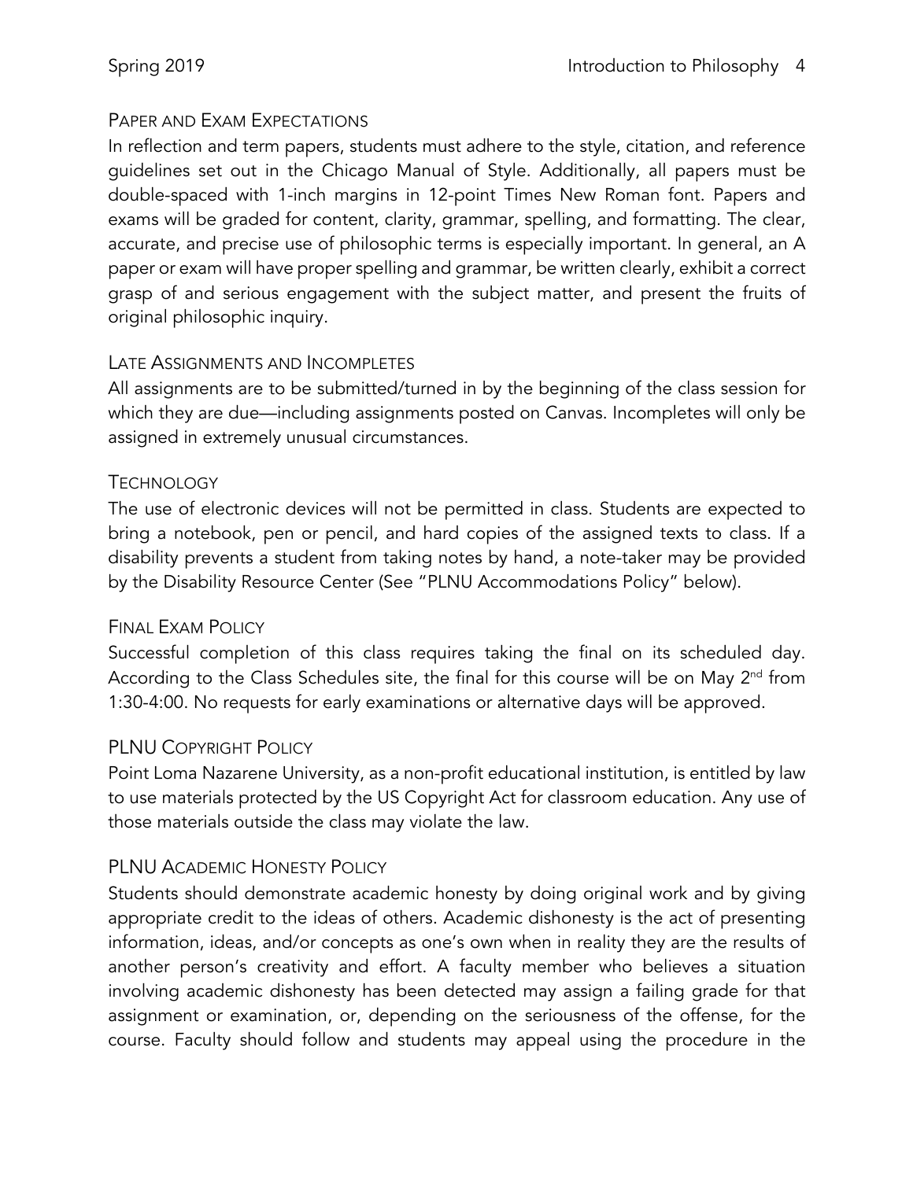## Paper and Exam Expectations

In reflection and term papers, students must adhere to the style, citation, and reference guidelines set out in the Chicago Manual of Style. Additionally, all papers must be double-spaced with 1-inch margins in 12-point Times New Roman font. Papers and exams will be graded for content, clarity, grammar, spelling, and formatting. The clear, accurate, and precise use of philosophic terms is especially important. In general, an A paper or exam will have proper spelling and grammar, be written clearly, exhibit a correct grasp of and serious engagement with the subject matter, and present the fruits of original philosophic inquiry.

## Late Assignments and Incompletes

All assignments are to be submitted/turned in by the beginning of the class session for which they are due—including assignments posted on Canvas. Incompletes will only be assigned in extremely unusual circumstances.

## Technology

The use of electronic devices will not be permitted in class. Students are expected to bring a notebook, pen or pencil, and hard copies of the assigned texts to class. If a disability prevents a student from taking notes by hand, a note-taker may be provided by the Disability Resource Center (See "PLNU Accommodations Policy" below).

## Final Exam Policy

Successful completion of this class requires taking the final on its scheduled day. According to the Class Schedules site, the final for this course will be on May 2nd from 1:30-4:00. No requests for early examinations or alternative days will be approved.

## PLNU Copyright Policy

Point Loma Nazarene University, as a non-profit educational institution, is entitled by law to use materials protected by the US Copyright Act for classroom education. Any use of those materials outside the class may violate the law.

## PLNU Academic Honesty Policy

Students should demonstrate academic honesty by doing original work and by giving appropriate credit to the ideas of others. Academic dishonesty is the act of presenting information, ideas, and/or concepts as one's own when in reality they are the results of another person's creativity and effort. A faculty member who believes a situation involving academic dishonesty has been detected may assign a failing grade for that assignment or examination, or, depending on the seriousness of the offense, for the course. Faculty should follow and students may appeal using the procedure in the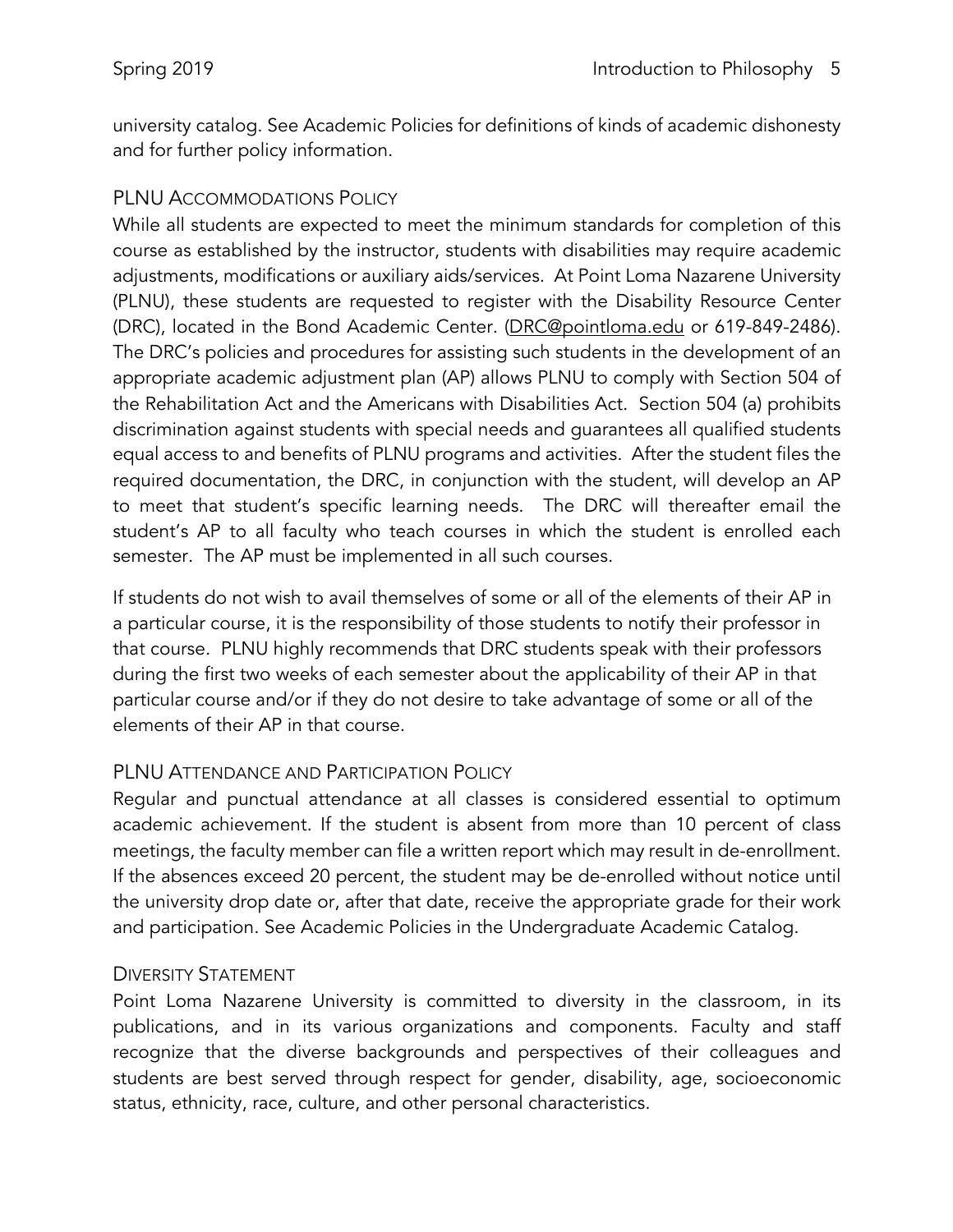university catalog. See Academic Policies for definitions of kinds of academic dishonesty and for further policy information.

## PLNU Accommodations Policy

While all students are expected to meet the minimum standards for completion of this course as established by the instructor, students with disabilities may require academic adjustments, modifications or auxiliary aids/services. At Point Loma Nazarene University (PLNU), these students are requested to register with the Disability Resource Center (DRC), located in the Bond Academic Center. (DRC@pointloma.edu or 619-849-2486). The DRC's policies and procedures for assisting such students in the development of an appropriate academic adjustment plan (AP) allows PLNU to comply with Section 504 of the Rehabilitation Act and the Americans with Disabilities Act. Section 504 (a) prohibits discrimination against students with special needs and guarantees all qualified students equal access to and benefits of PLNU programs and activities. After the student files the required documentation, the DRC, in conjunction with the student, will develop an AP to meet that student's specific learning needs. The DRC will thereafter email the student's AP to all faculty who teach courses in which the student is enrolled each semester. The AP must be implemented in all such courses.

If students do not wish to avail themselves of some or all of the elements of their AP in a particular course, it is the responsibility of those students to notify their professor in that course. PLNU highly recommends that DRC students speak with their professors during the first two weeks of each semester about the applicability of their AP in that particular course and/or if they do not desire to take advantage of some or all of the elements of their AP in that course.

## PLNU Attendance and Participation Policy

Regular and punctual attendance at all classes is considered essential to optimum academic achievement. If the student is absent from more than 10 percent of class meetings, the faculty member can file a written report which may result in de-enrollment. If the absences exceed 20 percent, the student may be de-enrolled without notice until the university drop date or, after that date, receive the appropriate grade for their work and participation. See Academic Policies in the Undergraduate Academic Catalog.

## Diversity Statement

Point Loma Nazarene University is committed to diversity in the classroom, in its publications, and in its various organizations and components. Faculty and staff recognize that the diverse backgrounds and perspectives of their colleagues and students are best served through respect for gender, disability, age, socioeconomic status, ethnicity, race, culture, and other personal characteristics.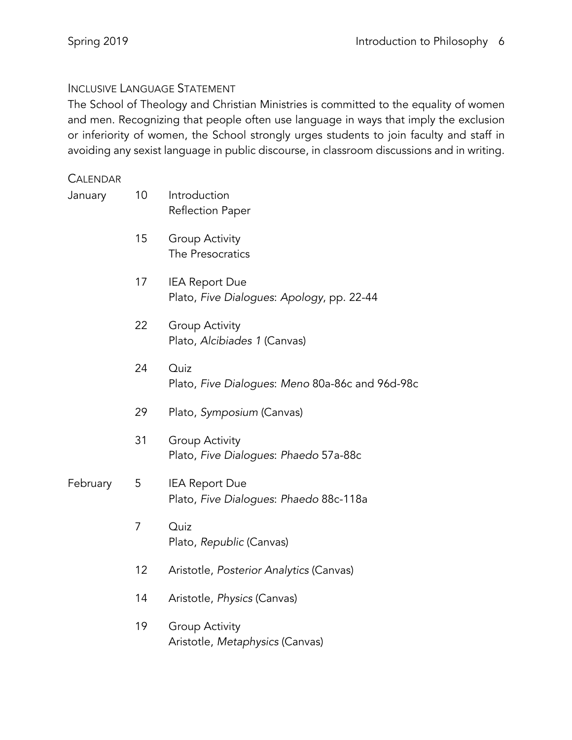## Inclusive Language Statement

The School of Theology and Christian Ministries is committed to the equality of women and men. Recognizing that people often use language in ways that imply the exclusion or inferiority of women, the School strongly urges students to join faculty and staff in avoiding any sexist language in public discourse, in classroom discussions and in writing.

## Calendar

| Month | Day | Topic |
| --- | --- | --- |
| January | 10 | Introduction<br>Reflection Paper |
| | 15 | Group Activity<br>The Presocratics |
| | 17 | IEA Report Due<br>Plato, *Five Dialogues*: *Apology*, pp. 22-44 |
| | 22 | Group Activity<br>Plato, *Alcibiades 1* (Canvas) |
| | 24 | Quiz<br>Plato, *Five Dialogues*: *Meno* 80a-86c and 96d-98c |
| | 29 | Plato, *Symposium* (Canvas) |
| | 31 | Group Activity<br>Plato, *Five Dialogues*: *Phaedo* 57a-88c |
| February | 5 | IEA Report Due<br>Plato, *Five Dialogues*: *Phaedo* 88c-118a |
| | 7 | Quiz<br>Plato, *Republic* (Canvas) |
| | 12 | Aristotle, *Posterior Analytics* (Canvas) |
| | 14 | Aristotle, *Physics* (Canvas) |
| | 19 | Group Activity<br>Aristotle, *Metaphysics* (Canvas) |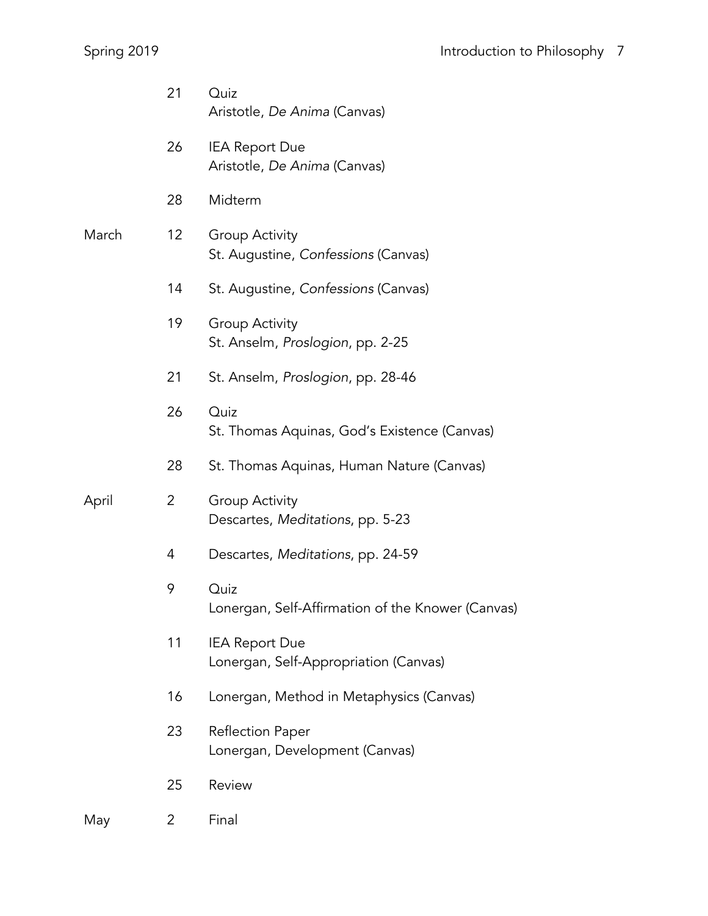| | | |
|---|---|---|
| | 21 | Quiz<br>Aristotle, *De Anima* (Canvas) |
| | 26 | IEA Report Due<br>Aristotle, *De Anima* (Canvas) |
| | 28 | Midterm |
| March | 12 | Group Activity<br>St. Augustine, *Confessions* (Canvas) |
| | 14 | St. Augustine, *Confessions* (Canvas) |
| | 19 | Group Activity<br>St. Anselm, *Proslogion*, pp. 2-25 |
| | 21 | St. Anselm, *Proslogion*, pp. 28-46 |
| | 26 | Quiz<br>St. Thomas Aquinas, God's Existence (Canvas) |
| | 28 | St. Thomas Aquinas, Human Nature (Canvas) |
| April | 2 | Group Activity<br>Descartes, *Meditations*, pp. 5-23 |
| | 4 | Descartes, *Meditations*, pp. 24-59 |
| | 9 | Quiz<br>Lonergan, Self-Affirmation of the Knower (Canvas) |
| | 11 | IEA Report Due<br>Lonergan, Self-Appropriation (Canvas) |
| | 16 | Lonergan, Method in Metaphysics (Canvas) |
| | 23 | Reflection Paper<br>Lonergan, Development (Canvas) |
| | 25 | Review |
| May | 2 | Final |